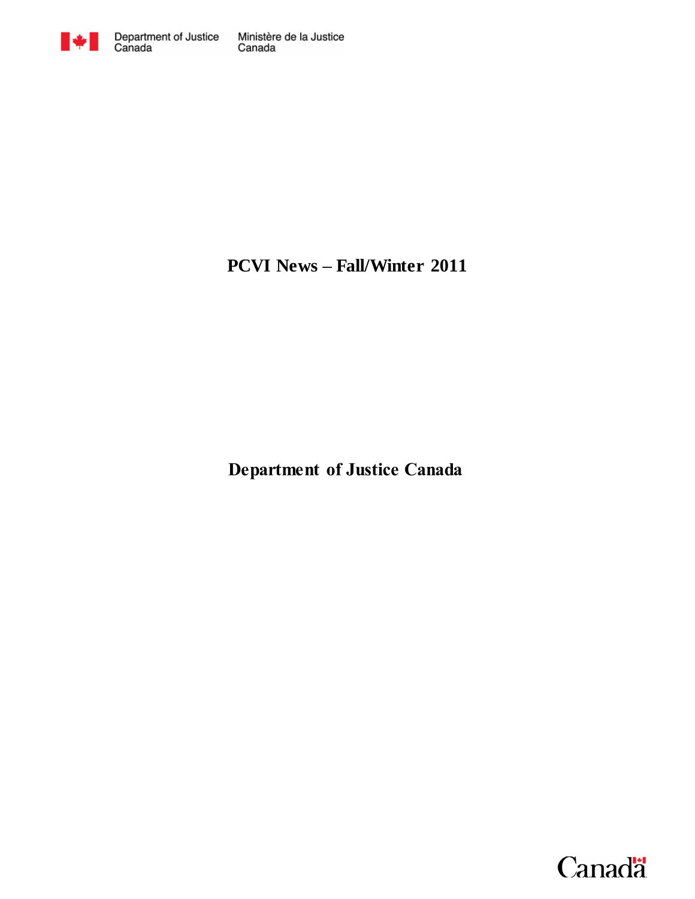Department of Justice Canada | Ministère de la Justice Canada

# PCVI News – Fall/Winter 2011

**Department of Justice Canada**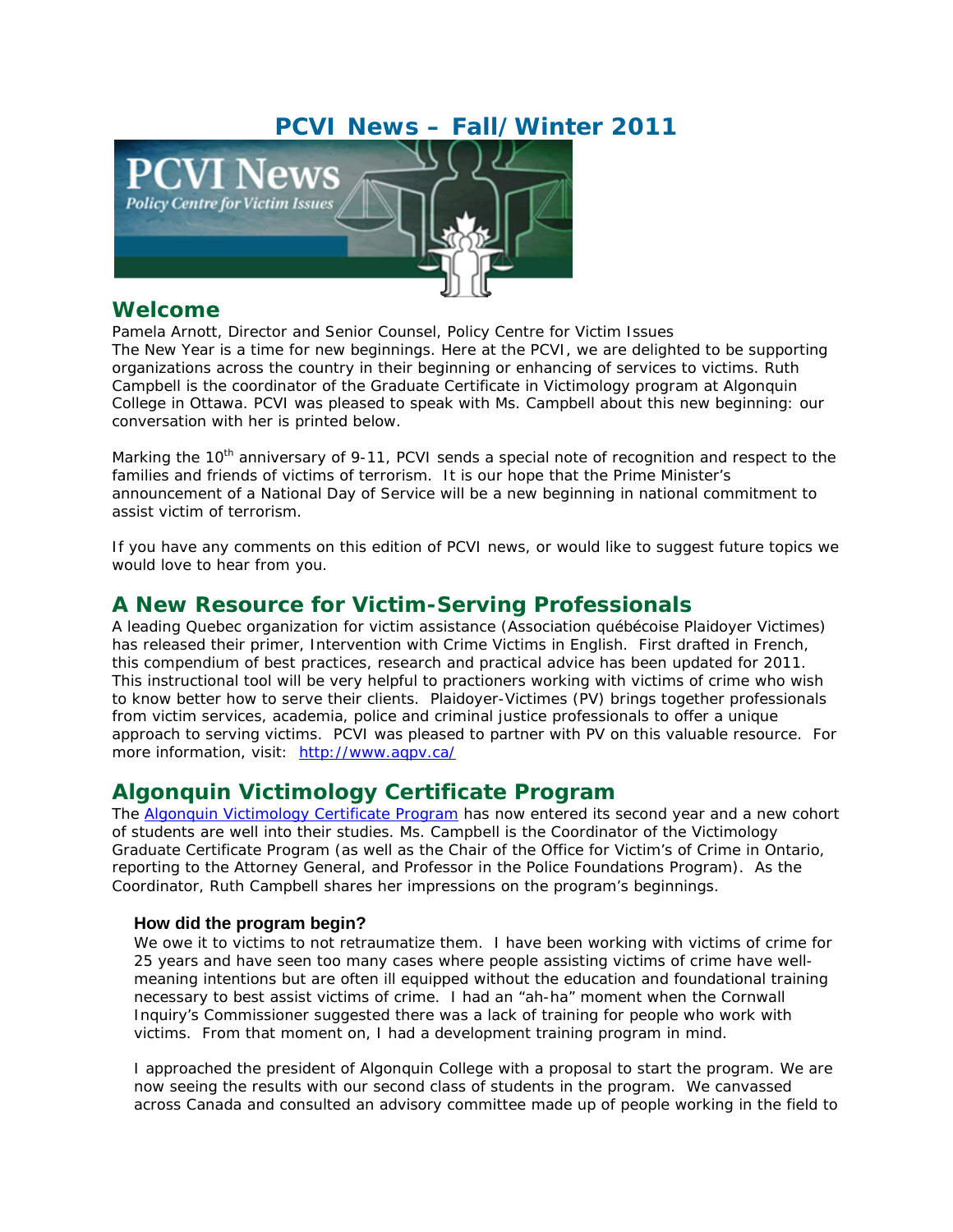# PCVI News – Fall/Winter 2011

## Welcome

Pamela Arnott, Director and Senior Counsel, Policy Centre for Victim Issues

The New Year is a time for new beginnings. Here at the PCVI, we are delighted to be supporting organizations across the country in their beginning or enhancing of services to victims. Ruth Campbell is the coordinator of the Graduate Certificate in Victimology program at Algonquin College in Ottawa. PCVI was pleased to speak with Ms. Campbell about this new beginning: our conversation with her is printed below.

Marking the 10th anniversary of 9-11, PCVI sends a special note of recognition and respect to the families and friends of victims of terrorism. It is our hope that the Prime Minister's announcement of a National Day of Service will be a new beginning in national commitment to assist victim of terrorism.

If you have any comments on this edition of PCVI news, or would like to suggest future topics we would love to hear from you.

## A New Resource for Victim-Serving Professionals

A leading Quebec organization for victim assistance (Association québécoise Plaidoyer Victimes) has released their primer, Intervention with Crime Victims in English. First drafted in French, this compendium of best practices, research and practical advice has been updated for 2011. This instructional tool will be very helpful to practioners working with victims of crime who wish to know better how to serve their clients. Plaidoyer-Victimes (PV) brings together professionals from victim services, academia, police and criminal justice professionals to offer a unique approach to serving victims. PCVI was pleased to partner with PV on this valuable resource. For more information, visit: [http://www.aqpv.ca/](http://www.aqpv.ca/)

## Algonquin Victimology Certificate Program

The [Algonquin Victimology Certificate Program](#) has now entered its second year and a new cohort of students are well into their studies. Ms. Campbell is the Coordinator of the Victimology Graduate Certificate Program (as well as the Chair of the Office for Victim's of Crime in Ontario, reporting to the Attorney General, and Professor in the Police Foundations Program). As the Coordinator, Ruth Campbell shares her impressions on the program's beginnings.

### How did the program begin?

We owe it to victims to not retraumatize them. I have been working with victims of crime for 25 years and have seen too many cases where people assisting victims of crime have well-meaning intentions but are often ill equipped without the education and foundational training necessary to best assist victims of crime. I had an "ah-ha" moment when the Cornwall Inquiry's Commissioner suggested there was a lack of training for people who work with victims. From that moment on, I had a development training program in mind.

I approached the president of Algonquin College with a proposal to start the program. We are now seeing the results with our second class of students in the program. We canvassed across Canada and consulted an advisory committee made up of people working in the field to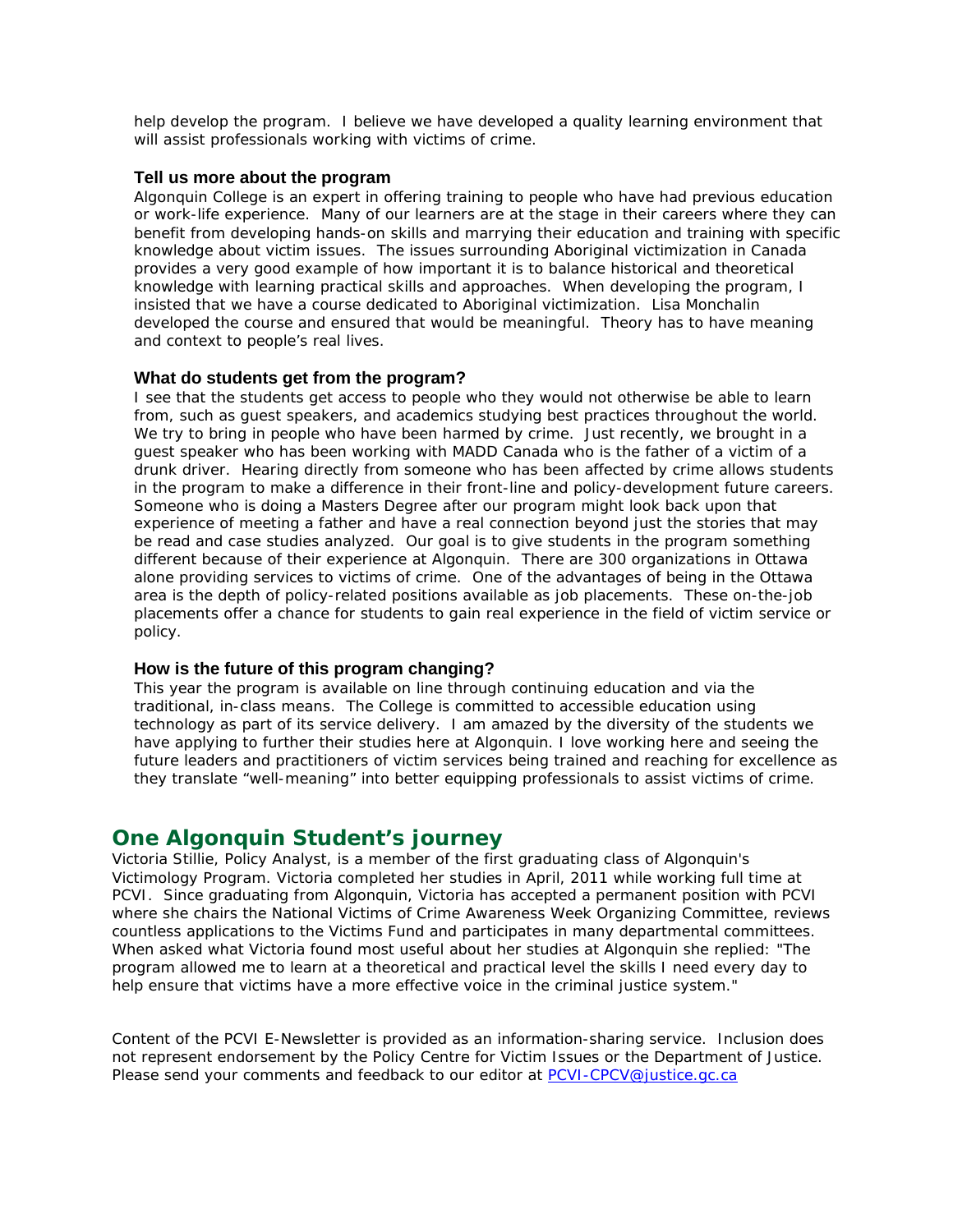help develop the program. I believe we have developed a quality learning environment that will assist professionals working with victims of crime.

### Tell us more about the program

Algonquin College is an expert in offering training to people who have had previous education or work-life experience. Many of our learners are at the stage in their careers where they can benefit from developing hands-on skills and marrying their education and training with specific knowledge about victim issues. The issues surrounding Aboriginal victimization in Canada provides a very good example of how important it is to balance historical and theoretical knowledge with learning practical skills and approaches. When developing the program, I insisted that we have a course dedicated to Aboriginal victimization. Lisa Monchalin developed the course and ensured that would be meaningful. Theory has to have meaning and context to people's real lives.

### What do students get from the program?

I see that the students get access to people who they would not otherwise be able to learn from, such as guest speakers, and academics studying best practices throughout the world. We try to bring in people who have been harmed by crime. Just recently, we brought in a guest speaker who has been working with MADD Canada who is the father of a victim of a drunk driver. Hearing directly from someone who has been affected by crime allows students in the program to make a difference in their front-line and policy-development future careers. Someone who is doing a Masters Degree after our program might look back upon that experience of meeting a father and have a real connection beyond just the stories that may be read and case studies analyzed. Our goal is to give students in the program something different because of their experience at Algonquin. There are 300 organizations in Ottawa alone providing services to victims of crime. One of the advantages of being in the Ottawa area is the depth of policy-related positions available as job placements. These on-the-job placements offer a chance for students to gain real experience in the field of victim service or policy.

### How is the future of this program changing?

This year the program is available on line through continuing education and via the traditional, in-class means. The College is committed to accessible education using technology as part of its service delivery. I am amazed by the diversity of the students we have applying to further their studies here at Algonquin. I love working here and seeing the future leaders and practitioners of victim services being trained and reaching for excellence as they translate "well-meaning" into better equipping professionals to assist victims of crime.

## One Algonquin Student's journey

Victoria Stillie, Policy Analyst, is a member of the first graduating class of Algonquin's Victimology Program. Victoria completed her studies in April, 2011 while working full time at PCVI. Since graduating from Algonquin, Victoria has accepted a permanent position with PCVI where she chairs the National Victims of Crime Awareness Week Organizing Committee, reviews countless applications to the Victims Fund and participates in many departmental committees. When asked what Victoria found most useful about her studies at Algonquin she replied: "The program allowed me to learn at a theoretical and practical level the skills I need every day to help ensure that victims have a more effective voice in the criminal justice system."

Content of the PCVI E-Newsletter is provided as an information-sharing service. Inclusion does not represent endorsement by the Policy Centre for Victim Issues or the Department of Justice. Please send your comments and feedback to our editor at PCVI-CPCV@justice.gc.ca